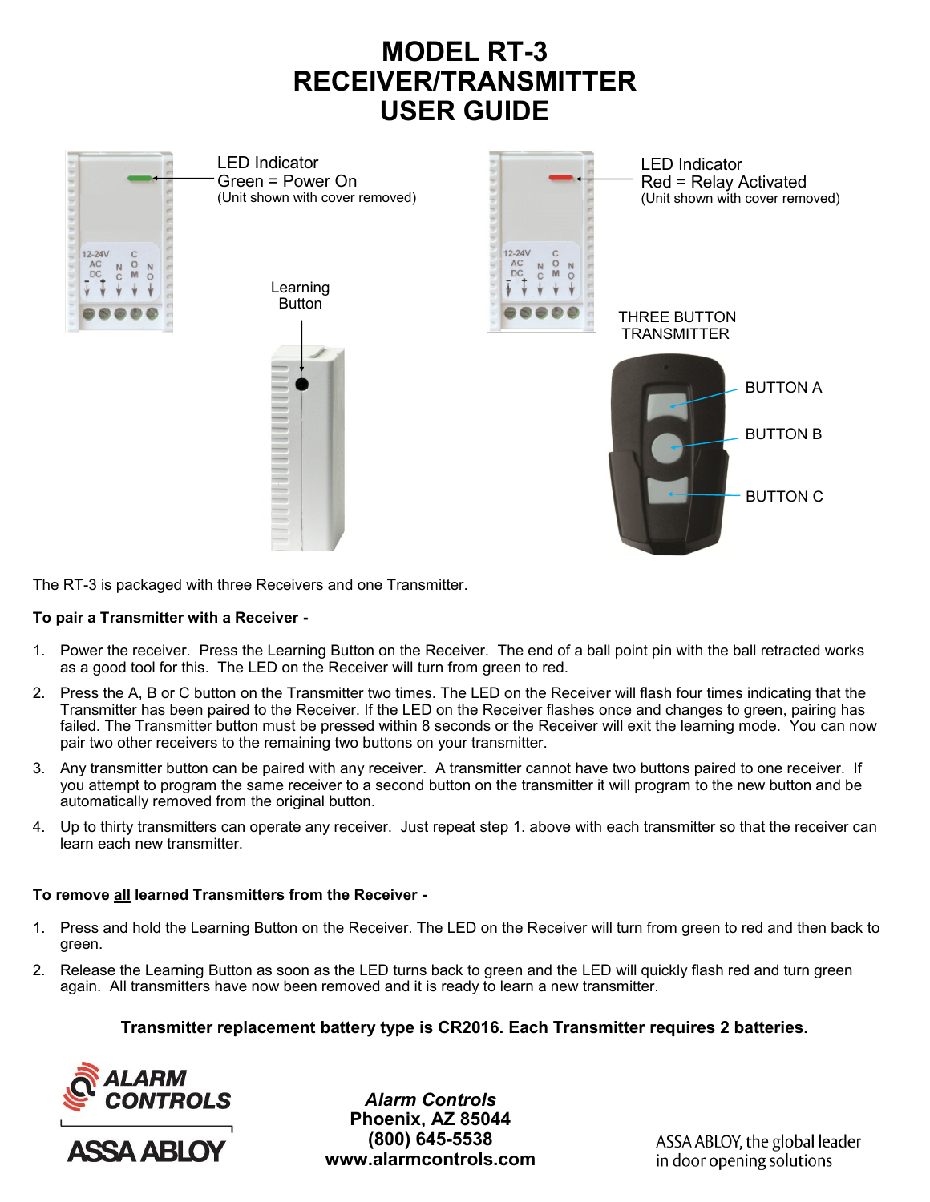# MODEL RT-3
# RECEIVER/TRANSMITTER
# USER GUIDE

LED Indicator
Green = Power On
(Unit shown with cover removed)

LED Indicator
Red = Relay Activated
(Unit shown with cover removed)

Learning Button

THREE BUTTON TRANSMITTER

BUTTON A

BUTTON B

BUTTON C

The RT-3 is packaged with three Receivers and one Transmitter.

**To pair a Transmitter with a Receiver -**

1. Power the receiver. Press the Learning Button on the Receiver. The end of a ball point pin with the ball retracted works as a good tool for this. The LED on the Receiver will turn from green to red.
2. Press the A, B or C button on the Transmitter two times. The LED on the Receiver will flash four times indicating that the Transmitter has been paired to the Receiver. If the LED on the Receiver flashes once and changes to green, pairing has failed. The Transmitter button must be pressed within 8 seconds or the Receiver will exit the learning mode. You can now pair two other receivers to the remaining two buttons on your transmitter.
3. Any transmitter button can be paired with any receiver. A transmitter cannot have two buttons paired to one receiver. If you attempt to program the same receiver to a second button on the transmitter it will program to the new button and be automatically removed from the original button.
4. Up to thirty transmitters can operate any receiver. Just repeat step 1. above with each transmitter so that the receiver can learn each new transmitter.

**To remove all learned Transmitters from the Receiver -**

1. Press and hold the Learning Button on the Receiver. The LED on the Receiver will turn from green to red and then back to green.
2. Release the Learning Button as soon as the LED turns back to green and the LED will quickly flash red and turn green again. All transmitters have now been removed and it is ready to learn a new transmitter.

**Transmitter replacement battery type is CR2016. Each Transmitter requires 2 batteries.**

ALARM CONTROLS
ASSA ABLOY

***Alarm Controls***
**Phoenix, AZ 85044**
**(800) 645-5538**
**www.alarmcontrols.com**

ASSA ABLOY, the global leader in door opening solutions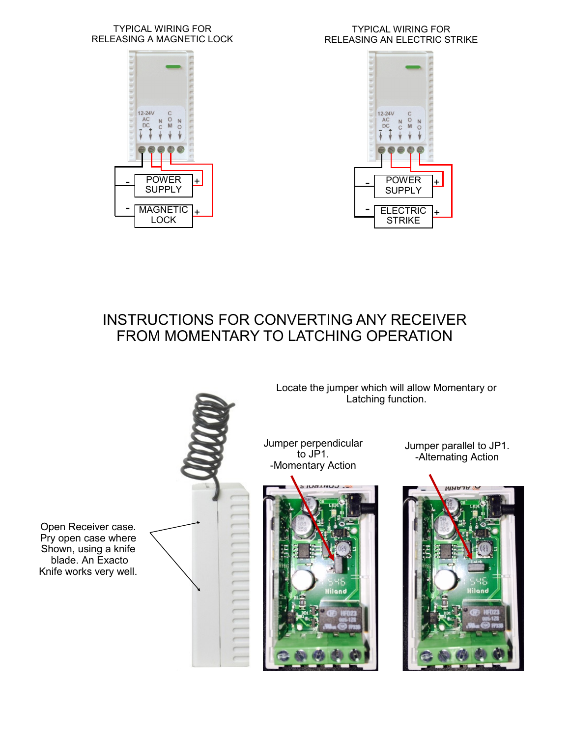TYPICAL WIRING FOR RELEASING A MAGNETIC LOCK

12-24V AC DC
- +
N C
C O M
N O

- POWER SUPPLY +

- MAGNETIC LOCK +

TYPICAL WIRING FOR RELEASING AN ELECTRIC STRIKE

12-24V AC DC
- +
N C
C O M
N O

- POWER SUPPLY +

- ELECTRIC STRIKE +

# INSTRUCTIONS FOR CONVERTING ANY RECEIVER FROM MOMENTARY TO LATCHING OPERATION

Locate the jumper which will allow Momentary or Latching function.

Open Receiver case. Pry open case where Shown, using a knife blade. An Exacto Knife works very well.

Jumper perpendicular to JP1.
-Momentary Action

Jumper parallel to JP1.
-Alternating Action